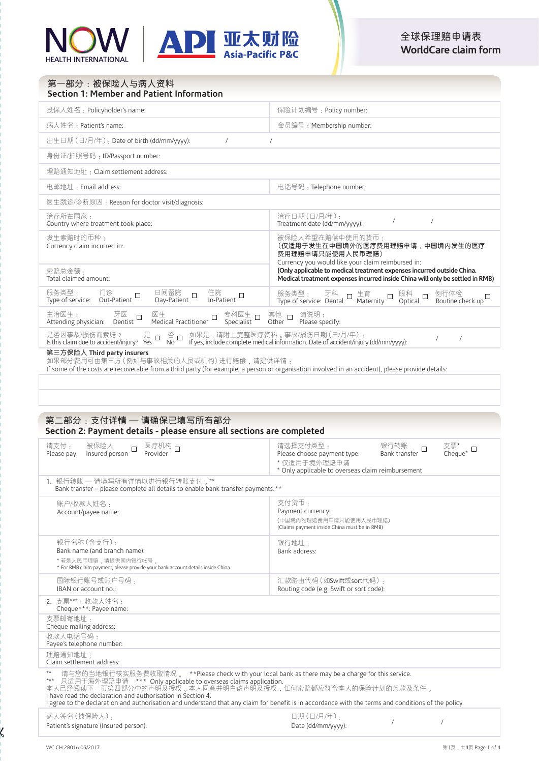NOW HEALTH INTERNATIONAL | API 亚太财险 Asia-Pacific P&C

# 全球保理赔申请表
# WorldCare claim form

## 第一部分：被保险人与病人资料
## Section 1: Member and Patient Information

| | |
|---|---|
| 投保人姓名：Policyholder's name: | 保险计划编号：Policy number: |
| 病人姓名：Patient's name: | 会员编号：Membership number: |
| 出生日期（日/月/年）：Date of birth (dd/mm/yyyy): / / | |
| 身份证/护照号码：ID/Passport number: | |
| 理赔通知地址：Claim settlement address: | |
| 电邮地址：Email address: | 电话号码：Telephone number: |
| 医生就诊/诊断原因：Reason for doctor visit/diagnosis: | |
| 治疗所在国家：Country where treatment took place: | 治疗日期（日/月/年）：Treatment date (dd/mm/yyyy): / / |
| 发生索赔时的币种：Currency claim incurred in: | 被保险人希望在赔偿中使用的货币：**（仅适用于发生在中国境外的医疗费用理赔申请，中国境内发生的医疗费用理赔申请只能使用人民币理赔）** Currency you would like your claim reimbursed in: **(Only applicable to medical treatment expenses incurred outside China. Medical treatment expenses incurred inside China will only be settled in RMB)** |
| 索赔总金额：Total claimed amount: | |
| 服务类型：Type of service: 门诊 Out-Patient ☐ 日间留院 Day-Patient ☐ 住院 In-Patient ☐ | 服务类型：Type of service: 牙科 Dental ☐ 生育 Maternity ☐ 眼科 Optical ☐ 例行体检 Routine check up ☐ |
| 主治医生：Attending physician: 牙医 Dentist ☐ 医生 Medical Practitioner ☐ 专科医生 Specialist ☐ 其他 Other ☐ 请说明：Please specify: | |
| 是否因事故/损伤而索赔？Is this claim due to accident/injury? 是 Yes ☐ 否 No ☐ 如果是，请附上完整医疗资料。事故/损伤日期（日/月/年）：If yes, include complete medical information. Date of accident/injury (dd/mm/yyyy): / / | |

**第三方保险人 Third party insurers**

如果部分费用可由第三方（例如与事故相关的人员或机构）进行赔偿，请提供详情：
If some of the costs are recoverable from a third party (for example, a person or organisation involved in an accident), please provide details:

| |
|---|
| |
| |

## 第二部分：支付详情 — 请确保已填写所有部分
## Section 2: Payment details - please ensure all sections are completed

| | |
|---|---|
| 请支付：Please pay: 被保险人 Insured person ☐ 医疗机构 Provider ☐ | 请选择支付类型：Please choose payment type: 银行转账 Bank transfer ☐ 支票* Cheque* ☐<br>* 仅适用于境外理赔申请<br>* Only applicable to overseas claim reimbursement |
| 1. 银行转账 — 请填写所有详情以进行银行转账支付。** Bank transfer – please complete all details to enable bank transfer payments.** | |
| 账户/收款人姓名：Account/payee name: | 支付货币：Payment currency:<br>（中国境内的理赔费用申请只能使用人民币理赔）<br>(Claims payment inside China must be in RMB) |
| 银行名称（含支行）：Bank name (and branch name):<br>* 若是人民币理赔，请提供国内银行帐号。<br>* For RMB claim payment, please provide your bank account details inside China. | 银行地址：Bank address: |
| 国际银行账号或账户号码：IBAN or account no.: | 汇款路由代码（如Swift或sort代码）：Routing code (e.g. Swift or sort code): |
| 2. 支票***：收款人姓名：Cheque***: Payee name: | |
| 支票邮寄地址：Cheque mailing address: | |
| 收款人电话号码：Payee's telephone number: | |
| 理赔通知地址：Claim settlement address: | |

** 请与您的当地银行核实服务费收取情况。 **Please check with your local bank as there may be a charge for this service.
*** 只适用于海外理赔申请 *** Only applicable to overseas claims application.

本人已经阅读下一页第四部分中的声明及授权。本人同意并明白该声明及授权，任何索赔都应符合本人的保险计划的条款及条件。
I have read the declaration and authorisation in Section 4.
I agree to the declaration and authorisation and understand that any claim for benefit is in accordance with the terms and conditions of the policy.

| | |
|---|---|
| 病人签名（被保险人）：Patient's signature (Insured person): | 日期（日/月/年）：Date (dd/mm/yyyy): / / |

WC CH 28016 05/2017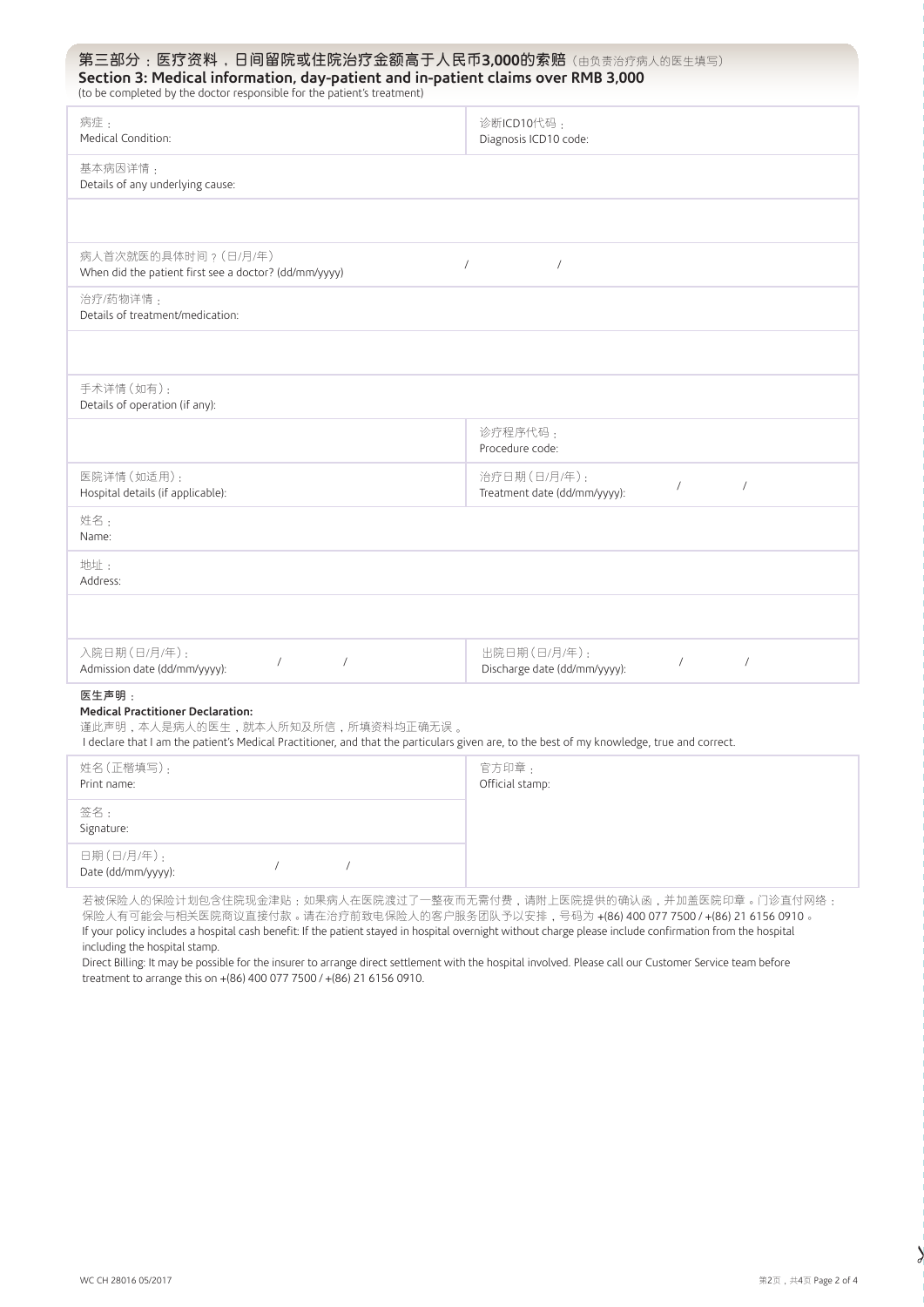## 第三部分：医疗资料，日间留院或住院治疗金额高于人民币3,000的索赔（由负责治疗病人的医生填写）
## Section 3: Medical information, day-patient and in-patient claims over RMB 3,000
(to be completed by the doctor responsible for the patient's treatment)

| | |
|---|---|
| 病症：<br>Medical Condition: | 诊断ICD10代码：<br>Diagnosis ICD10 code: |
| 基本病因详情：<br>Details of any underlying cause: | |
| | |
| 病人首次就医的具体时间？（日/月/年）<br>When did the patient first see a doctor? (dd/mm/yyyy) | / / |
| 治疗/药物详情：<br>Details of treatment/medication: | |
| | |
| 手术详情（如有）：<br>Details of operation (if any): | |
| | 诊疗程序代码：<br>Procedure code: |
| 医院详情（如适用）：<br>Hospital details (if applicable): | 治疗日期（日/月/年）：<br>Treatment date (dd/mm/yyyy): / / |
| 姓名：<br>Name: | |
| 地址：<br>Address: | |
| | |
| 入院日期（日/月/年）：<br>Admission date (dd/mm/yyyy): / / | 出院日期（日/月/年）：<br>Discharge date (dd/mm/yyyy): / / |

**医生声明：**

**Medical Practitioner Declaration:**

谨此声明，本人是病人的医生，就本人所知及所信，所填资料均正确无误。

I declare that I am the patient's Medical Practitioner, and that the particulars given are, to the best of my knowledge, true and correct.

| | |
|---|---|
| 姓名（正楷填写）：<br>Print name: | 官方印章：<br>Official stamp: |
| 签名：<br>Signature: | |
| 日期（日/月/年）：<br>Date (dd/mm/yyyy): / / | |

若被保险人的保险计划包含住院现金津贴：如果病人在医院渡过了一整夜而无需付费，请附上医院提供的确认函，并加盖医院印章。门诊直付网络：保险人有可能会与相关医院商议直接付款。请在治疗前致电保险人的客户服务团队予以安排，号码为 +(86) 400 077 7500 / +(86) 21 6156 0910。

If your policy includes a hospital cash benefit: If the patient stayed in hospital overnight without charge please include confirmation from the hospital including the hospital stamp.

Direct Billing: It may be possible for the insurer to arrange direct settlement with the hospital involved. Please call our Customer Service team before treatment to arrange this on +(86) 400 077 7500 / +(86) 21 6156 0910.

WC CH 28016 05/2017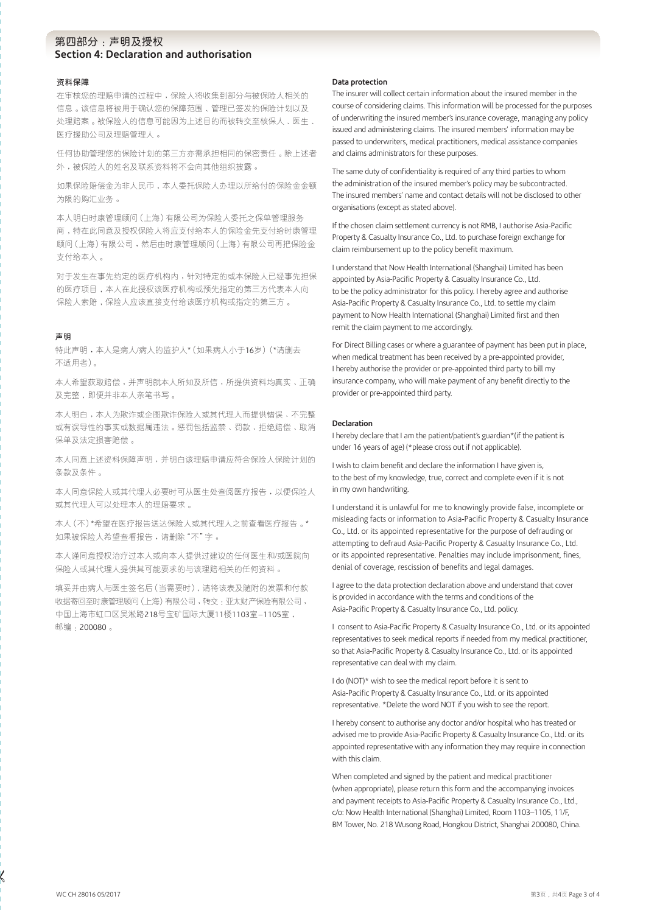## 第四部分：声明及授权
## Section 4: Declaration and authorisation

### 资料保障

在审核您的理赔申请的过程中，保险人将收集到部分与被保险人相关的信息。该信息将被用于确认您的保障范围、管理已签发的保险计划以及处理赔案。被保险人的信息可能因为上述目的而被转交至核保人、医生、医疗援助公司及理赔管理人。

任何协助管理您的保险计划的第三方亦需承担相同的保密责任。除上述者外，被保险人的姓名及联系资料将不会向其他组织披露。

如果保险赔偿金为非人民币，本人委托保险人办理以所给付的保险金金额为限的购汇业务。

本人明白时康管理顾问（上海）有限公司为保险人委托之保单管理服务商，特在此同意及授权保险人将应支付给本人的保险金先支付给时康管理顾问（上海）有限公司，然后由时康管理顾问（上海）有限公司再把保险金支付给本人。

对于发生在事先约定的医疗机构内，针对特定的或本保险人已经事先担保的医疗项目，本人在此授权该医疗机构或预先指定的第三方代表本人向保险人索赔，保险人应该直接支付给该医疗机构或指定的第三方。

### 声明

特此声明，本人是病人/病人的监护人*（如果病人小于16岁）（*请删去不适用者）。

本人希望获取赔偿，并声明就本人所知及所信，所提供资料均真实、正确及完整，即便并非本人亲笔书写。

本人明白，本人为欺诈或企图欺诈保险人或其代理人而提供错误、不完整或有误导性的事实或数据属违法。惩罚包括监禁、罚款、拒绝赔偿、取消保单及法定损害赔偿。

本人同意上述资料保障声明，并明白该理赔申请应符合保险人保险计划的条款及条件。

本人同意保险人或其代理人必要时可从医生处查阅医疗报告，以便保险人或其代理人可以处理本人的理赔要求。

本人（不）*希望在医疗报告送达保险人或其代理人之前查看医疗报告。*如果被保险人希望查看报告，请删除"不"字。

本人谨同意授权治疗过本人或向本人提供过建议的任何医生和/或医院向保险人或其代理人提供其可能要求的与该理赔相关的任何资料。

填妥并由病人与医生签名后（当需要时），请将该表及随附的发票和付款收据寄回至时康管理顾问（上海）有限公司，转交：亚太财产保险有限公司，中国上海市虹口区吴淞路218号宝矿国际大厦11楼1103室–1105室，邮编：200080。

### Data protection

The insurer will collect certain information about the insured member in the course of considering claims. This information will be processed for the purposes of underwriting the insured member's insurance coverage, managing any policy issued and administering claims. The insured members' information may be passed to underwriters, medical practitioners, medical assistance companies and claims administrators for these purposes.

The same duty of confidentiality is required of any third parties to whom the administration of the insured member's policy may be subcontracted. The insured members' name and contact details will not be disclosed to other organisations (except as stated above).

If the chosen claim settlement currency is not RMB, I authorise Asia-Pacific Property & Casualty Insurance Co., Ltd. to purchase foreign exchange for claim reimbursement up to the policy benefit maximum.

I understand that Now Health International (Shanghai) Limited has been appointed by Asia-Pacific Property & Casualty Insurance Co., Ltd. to be the policy administrator for this policy. I hereby agree and authorise Asia-Pacific Property & Casualty Insurance Co., Ltd. to settle my claim payment to Now Health International (Shanghai) Limited first and then remit the claim payment to me accordingly.

For Direct Billing cases or where a guarantee of payment has been put in place, when medical treatment has been received by a pre-appointed provider, I hereby authorise the provider or pre-appointed third party to bill my insurance company, who will make payment of any benefit directly to the provider or pre-appointed third party.

### Declaration

I hereby declare that I am the patient/patient's guardian*(if the patient is under 16 years of age) (*please cross out if not applicable).

I wish to claim benefit and declare the information I have given is, to the best of my knowledge, true, correct and complete even if it is not in my own handwriting.

I understand it is unlawful for me to knowingly provide false, incomplete or misleading facts or information to Asia-Pacific Property & Casualty Insurance Co., Ltd. or its appointed representative for the purpose of defrauding or attempting to defraud Asia-Pacific Property & Casualty Insurance Co., Ltd. or its appointed representative. Penalties may include imprisonment, fines, denial of coverage, rescission of benefits and legal damages.

I agree to the data protection declaration above and understand that cover is provided in accordance with the terms and conditions of the Asia-Pacific Property & Casualty Insurance Co., Ltd. policy.

I consent to Asia-Pacific Property & Casualty Insurance Co., Ltd. or its appointed representatives to seek medical reports if needed from my medical practitioner, so that Asia-Pacific Property & Casualty Insurance Co., Ltd. or its appointed representative can deal with my claim.

I do (NOT)* wish to see the medical report before it is sent to Asia-Pacific Property & Casualty Insurance Co., Ltd. or its appointed representative. *Delete the word NOT if you wish to see the report.

I hereby consent to authorise any doctor and/or hospital who has treated or advised me to provide Asia-Pacific Property & Casualty Insurance Co., Ltd. or its appointed representative with any information they may require in connection with this claim.

When completed and signed by the patient and medical practitioner (when appropriate), please return this form and the accompanying invoices and payment receipts to Asia-Pacific Property & Casualty Insurance Co., Ltd., c/o: Now Health International (Shanghai) Limited, Room 1103–1105, 11/F, BM Tower, No. 218 Wusong Road, Hongkou District, Shanghai 200080, China.

WC CH 28016 05/2017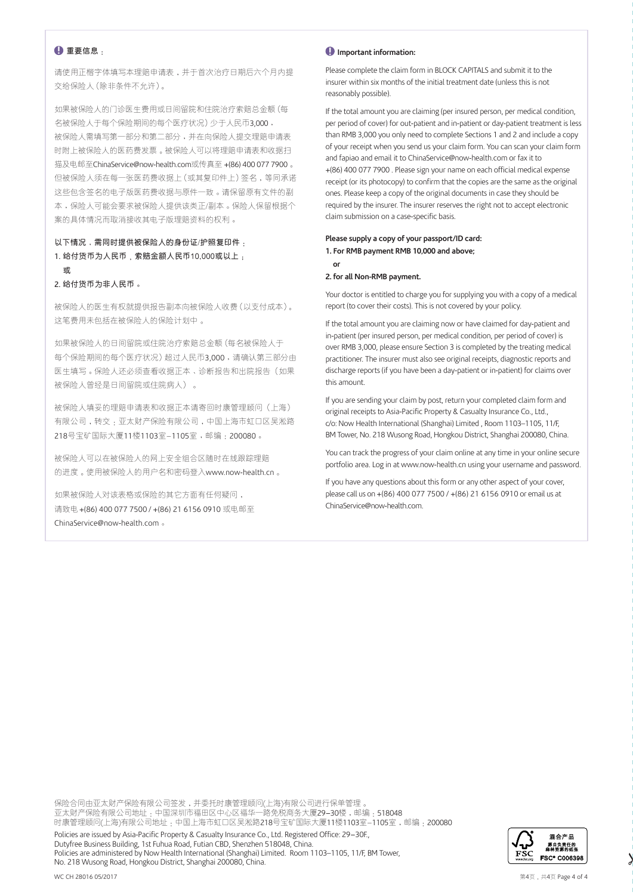## 重要信息：

请使用正楷字体填写本理赔申请表，并于首次治疗日期后六个月内提交给保险人（除非条件不允许）。

如果被保险人的门诊医生费用或日间留院和住院治疗索赔总金额（每名被保险人于每个保险期间的每个医疗状况）少于人民币3,000，被保险人需填写第一部分和第二部分，并在向保险人提交理赔申请表时附上被保险人的医药费发票。被保险人可以将理赔申请表和收据扫描及电邮至ChinaService@now-health.com或传真至 +(86) 400 077 7900 。但被保险人须在每一张医药费收据上（或其复印件上）签名，等同承诺这些包含签名的电子版医药费收据与原件一致。请保留原有文件的副本，保险人可能会要求被保险人提供该类正/副本。保险人保留根据个案的具体情况而取消接收电子版理赔资料的权利。

以下情况，需同时提供被保险人的身份证/护照复印件：

1. 给付货币为人民币，索赔金额人民币10,000或以上；

   或

2. 给付货币为非人民币。

被保险人的医生有权就提供报告副本向被保险人收费（以支付成本）。这笔费用未包括在被保险人的保险计划中。

如果被保险人的日间留院或住院治疗索赔总金额（每名被保险人于每个保险期间的每个医疗状况）超过人民币3,000，请确认第三部分由医生填写。保险人还必须查看收据正本、诊断报告和出院报告（如果被保险人曾经是日间留院或住院病人）。

被保险人填妥的理赔申请表和收据正本请寄回时康管理顾问（上海）有限公司，转交：亚太财产保险有限公司，中国上海市虹口区吴淞路218号宝矿国际大厦11楼1103室–1105室，邮编：200080。

被保险人可以在被保险人的网上安全组合区随时在线跟踪理赔的进度。使用被保险人的用户名和密码登入www.now-health.cn。

如果被保险人对该表格或保险的其它方面有任何疑问，请致电 +(86) 400 077 7500 / +(86) 21 6156 0910 或电邮至ChinaService@now-health.com。

## Important information:

Please complete the claim form in BLOCK CAPITALS and submit it to the insurer within six months of the initial treatment date (unless this is not reasonably possible).

If the total amount you are claiming (per insured person, per medical condition, per period of cover) for out-patient and in-patient or day-patient treatment is less than RMB 3,000 you only need to complete Sections 1 and 2 and include a copy of your receipt when you send us your claim form. You can scan your claim form and fapiao and email it to ChinaService@now-health.com or fax it to +(86) 400 077 7900 . Please sign your name on each official medical expense receipt (or its photocopy) to confirm that the copies are the same as the original ones. Please keep a copy of the original documents in case they should be required by the insurer. The insurer reserves the right not to accept electronic claim submission on a case-specific basis.

**Please supply a copy of your passport/ID card:**

**1. For RMB payment RMB 10,000 and above;**

**or**

**2. for all Non-RMB payment.**

Your doctor is entitled to charge you for supplying you with a copy of a medical report (to cover their costs). This is not covered by your policy.

If the total amount you are claiming now or have claimed for day-patient and in-patient (per insured person, per medical condition, per period of cover) is over RMB 3,000, please ensure Section 3 is completed by the treating medical practitioner. The insurer must also see original receipts, diagnostic reports and discharge reports (if you have been a day-patient or in-patient) for claims over this amount.

If you are sending your claim by post, return your completed claim form and original receipts to Asia-Pacific Property & Casualty Insurance Co., Ltd., c/o: Now Health International (Shanghai) Limited , Room 1103–1105, 11/F, BM Tower, No. 218 Wusong Road, Hongkou District, Shanghai 200080, China.

You can track the progress of your claim online at any time in your online secure portfolio area. Log in at www.now-health.cn using your username and password.

If you have any questions about this form or any other aspect of your cover, please call us on +(86) 400 077 7500 / +(86) 21 6156 0910 or email us at ChinaService@now-health.com.

保险合同由亚太财产保险有限公司签发，并委托时康管理顾问(上海)有限公司进行保单管理。
亚太财产保险有限公司地址：中国深圳市福田区中心区福华一路免税商务大厦29–30楼，邮编：518048
时康管理顾问(上海)有限公司地址：中国上海市虹口区吴淞路218号宝矿国际大厦11楼1103室–1105室，邮编：200080

Policies are issued by Asia-Pacific Property & Casualty Insurance Co., Ltd. Registered Office: 29–30F., Dutyfree Business Building, 1st Fuhua Road, Futian CBD, Shenzhen 518048, China.
Policies are administered by Now Health International (Shanghai) Limited. Room 1103–1105, 11/F, BM Tower, No. 218 Wusong Road, Hongkou District, Shanghai 200080, China.

混合产品 源自负责任的森林资源的纸张 FSC® C006398

WC CH 28016 05/2017